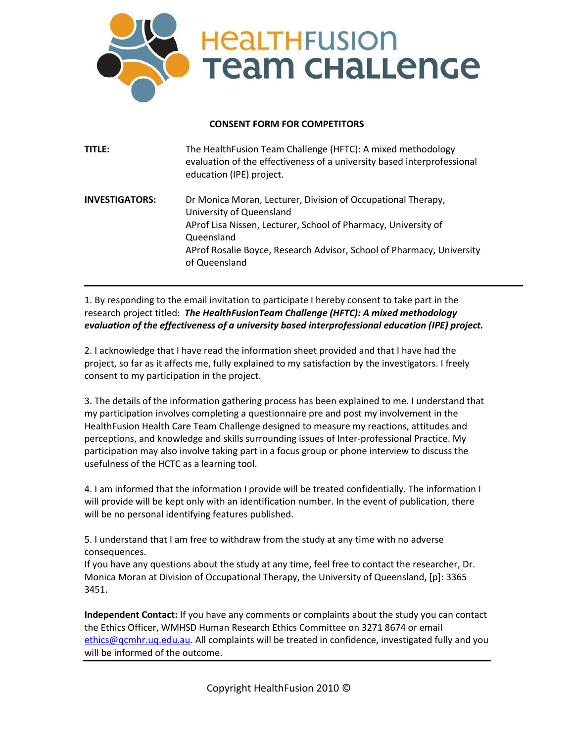# HealthFusion Team Challenge

**CONSENT FORM FOR COMPETITORS**

| | |
|---|---|
| **TITLE:** | The HealthFusion Team Challenge (HFTC): A mixed methodology evaluation of the effectiveness of a university based interprofessional education (IPE) project. |
| **INVESTIGATORS:** | Dr Monica Moran, Lecturer, Division of Occupational Therapy, University of Queensland<br>AProf Lisa Nissen, Lecturer, School of Pharmacy, University of Queensland<br>AProf Rosalie Boyce, Research Advisor, School of Pharmacy, University of Queensland |

---

1. By responding to the email invitation to participate I hereby consent to take part in the research project titled: ***The HealthFusionTeam Challenge (HFTC): A mixed methodology evaluation of the effectiveness of a university based interprofessional education (IPE) project.***

2. I acknowledge that I have read the information sheet provided and that I have had the project, so far as it affects me, fully explained to my satisfaction by the investigators. I freely consent to my participation in the project.

3. The details of the information gathering process has been explained to me. I understand that my participation involves completing a questionnaire pre and post my involvement in the HealthFusion Health Care Team Challenge designed to measure my reactions, attitudes and perceptions, and knowledge and skills surrounding issues of Inter-professional Practice. My participation may also involve taking part in a focus group or phone interview to discuss the usefulness of the HCTC as a learning tool.

4. I am informed that the information I provide will be treated confidentially. The information I will provide will be kept only with an identification number. In the event of publication, there will be no personal identifying features published.

5. I understand that I am free to withdraw from the study at any time with no adverse consequences.
If you have any questions about the study at any time, feel free to contact the researcher, Dr. Monica Moran at Division of Occupational Therapy, the University of Queensland, [p]: 3365 3451.

**Independent Contact:** If you have any comments or complaints about the study you can contact the Ethics Officer, WMHSD Human Research Ethics Committee on 3271 8674 or email ethics@qcmhr.uq.edu.au. All complaints will be treated in confidence, investigated fully and you will be informed of the outcome.

---

Copyright HealthFusion 2010 ©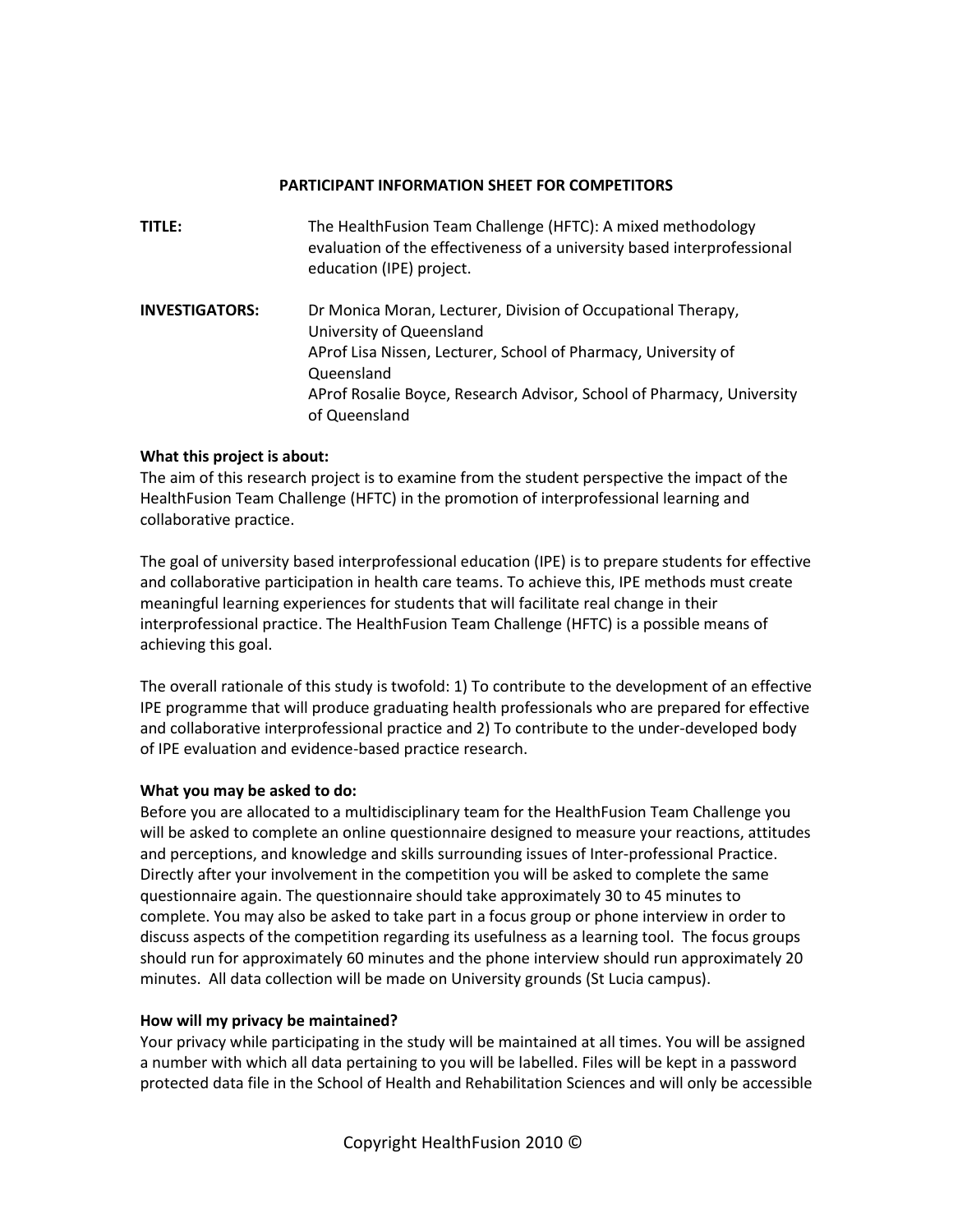**PARTICIPANT INFORMATION SHEET FOR COMPETITORS**

**TITLE:** The HealthFusion Team Challenge (HFTC): A mixed methodology evaluation of the effectiveness of a university based interprofessional education (IPE) project.

**INVESTIGATORS:** Dr Monica Moran, Lecturer, Division of Occupational Therapy, University of Queensland
AProf Lisa Nissen, Lecturer, School of Pharmacy, University of Queensland
AProf Rosalie Boyce, Research Advisor, School of Pharmacy, University of Queensland

**What this project is about:**
The aim of this research project is to examine from the student perspective the impact of the HealthFusion Team Challenge (HFTC) in the promotion of interprofessional learning and collaborative practice.

The goal of university based interprofessional education (IPE) is to prepare students for effective and collaborative participation in health care teams. To achieve this, IPE methods must create meaningful learning experiences for students that will facilitate real change in their interprofessional practice. The HealthFusion Team Challenge (HFTC) is a possible means of achieving this goal.

The overall rationale of this study is twofold: 1) To contribute to the development of an effective IPE programme that will produce graduating health professionals who are prepared for effective and collaborative interprofessional practice and 2) To contribute to the under-developed body of IPE evaluation and evidence-based practice research.

**What you may be asked to do:**
Before you are allocated to a multidisciplinary team for the HealthFusion Team Challenge you will be asked to complete an online questionnaire designed to measure your reactions, attitudes and perceptions, and knowledge and skills surrounding issues of Inter-professional Practice. Directly after your involvement in the competition you will be asked to complete the same questionnaire again. The questionnaire should take approximately 30 to 45 minutes to complete. You may also be asked to take part in a focus group or phone interview in order to discuss aspects of the competition regarding its usefulness as a learning tool. The focus groups should run for approximately 60 minutes and the phone interview should run approximately 20 minutes. All data collection will be made on University grounds (St Lucia campus).

**How will my privacy be maintained?**
Your privacy while participating in the study will be maintained at all times. You will be assigned a number with which all data pertaining to you will be labelled. Files will be kept in a password protected data file in the School of Health and Rehabilitation Sciences and will only be accessible

Copyright HealthFusion 2010 ©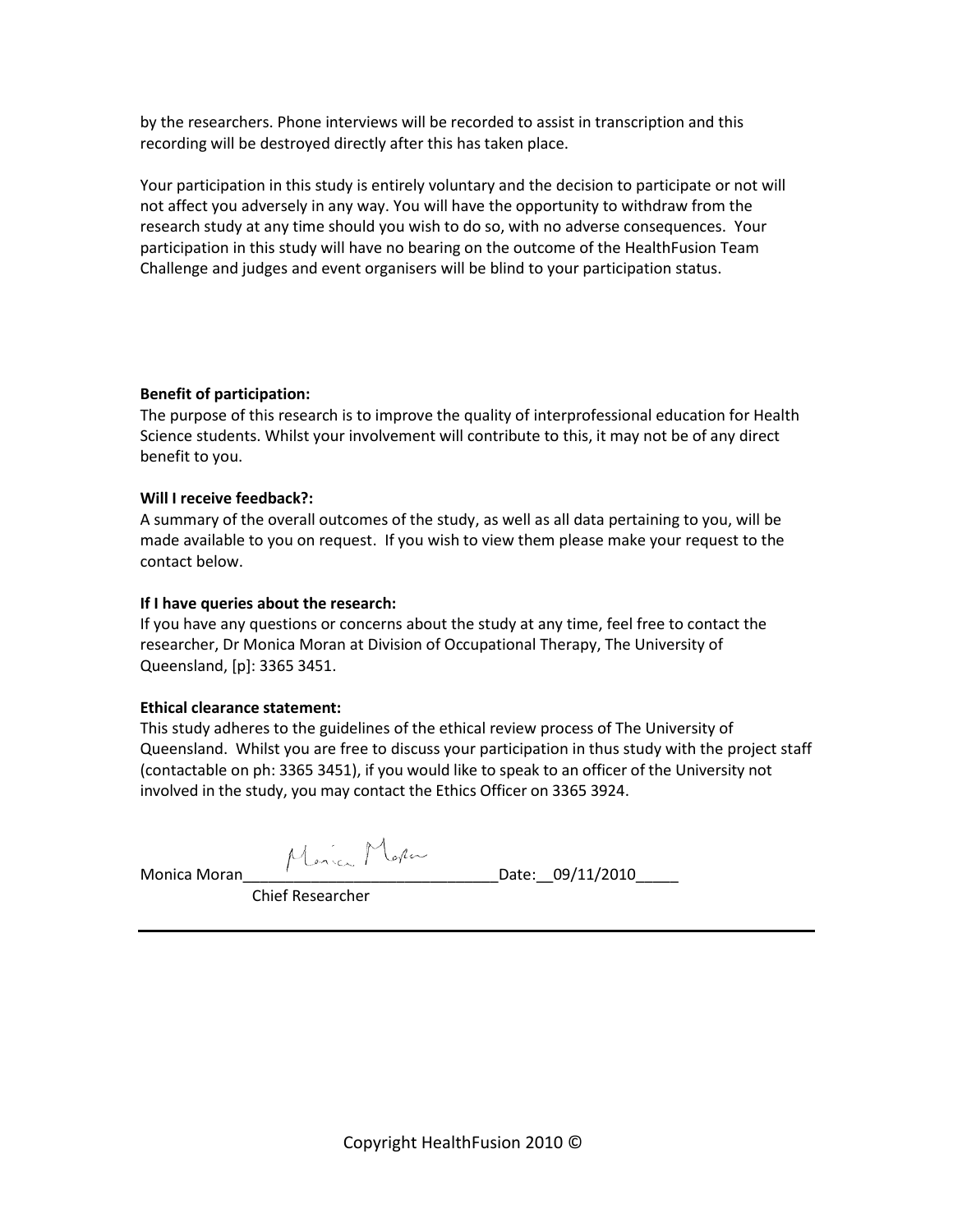by the researchers. Phone interviews will be recorded to assist in transcription and this recording will be destroyed directly after this has taken place.

Your participation in this study is entirely voluntary and the decision to participate or not will not affect you adversely in any way. You will have the opportunity to withdraw from the research study at any time should you wish to do so, with no adverse consequences. Your participation in this study will have no bearing on the outcome of the HealthFusion Team Challenge and judges and event organisers will be blind to your participation status.

**Benefit of participation:**
The purpose of this research is to improve the quality of interprofessional education for Health Science students. Whilst your involvement will contribute to this, it may not be of any direct benefit to you.

**Will I receive feedback?:**
A summary of the overall outcomes of the study, as well as all data pertaining to you, will be made available to you on request. If you wish to view them please make your request to the contact below.

**If I have queries about the research:**
If you have any questions or concerns about the study at any time, feel free to contact the researcher, Dr Monica Moran at Division of Occupational Therapy, The University of Queensland, [p]: 3365 3451.

**Ethical clearance statement:**
This study adheres to the guidelines of the ethical review process of The University of Queensland. Whilst you are free to discuss your participation in thus study with the project staff (contactable on ph: 3365 3451), if you would like to speak to an officer of the University not involved in the study, you may contact the Ethics Officer on 3365 3924.

Monica Moran ______Monica Moran______ Date:__09/11/2010_____
Chief Researcher

---

Copyright HealthFusion 2010 ©